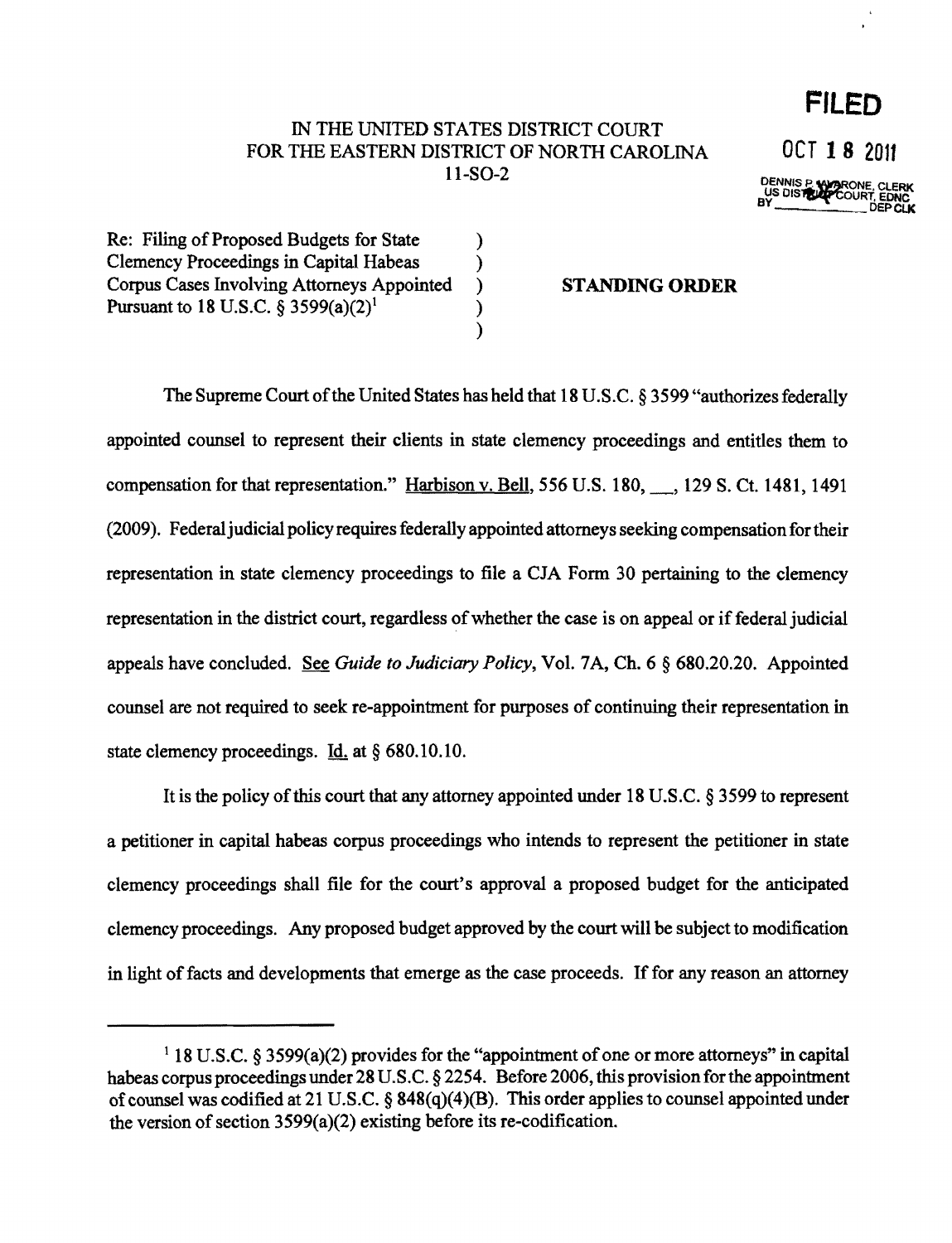IN THE UNITED STATES DISTRICT COURT
FOR THE EASTERN DISTRICT OF NORTH CAROLINA
11-SO-2

**FILED**

OCT 18 2011

DENNIS P. IAVARONE, CLERK
US DISTRICT COURT, EDNC
BY _______ DEP CLK

Re: Filing of Proposed Budgets for State Clemency Proceedings in Capital Habeas Corpus Cases Involving Attorneys Appointed Pursuant to 18 U.S.C. § 3599(a)(2)[1]

**STANDING ORDER**

The Supreme Court of the United States has held that 18 U.S.C. § 3599 "authorizes federally appointed counsel to represent their clients in state clemency proceedings and entitles them to compensation for that representation." Harbison v. Bell, 556 U.S. 180, ___, 129 S. Ct. 1481, 1491 (2009). Federal judicial policy requires federally appointed attorneys seeking compensation for their representation in state clemency proceedings to file a CJA Form 30 pertaining to the clemency representation in the district court, regardless of whether the case is on appeal or if federal judicial appeals have concluded. See *Guide to Judiciary Policy*, Vol. 7A, Ch. 6 § 680.20.20. Appointed counsel are not required to seek re-appointment for purposes of continuing their representation in state clemency proceedings. Id. at § 680.10.10.

It is the policy of this court that any attorney appointed under 18 U.S.C. § 3599 to represent a petitioner in capital habeas corpus proceedings who intends to represent the petitioner in state clemency proceedings shall file for the court's approval a proposed budget for the anticipated clemency proceedings. Any proposed budget approved by the court will be subject to modification in light of facts and developments that emerge as the case proceeds. If for any reason an attorney

---

[1] 18 U.S.C. § 3599(a)(2) provides for the "appointment of one or more attorneys" in capital habeas corpus proceedings under 28 U.S.C. § 2254. Before 2006, this provision for the appointment of counsel was codified at 21 U.S.C. § 848(q)(4)(B). This order applies to counsel appointed under the version of section 3599(a)(2) existing before its re-codification.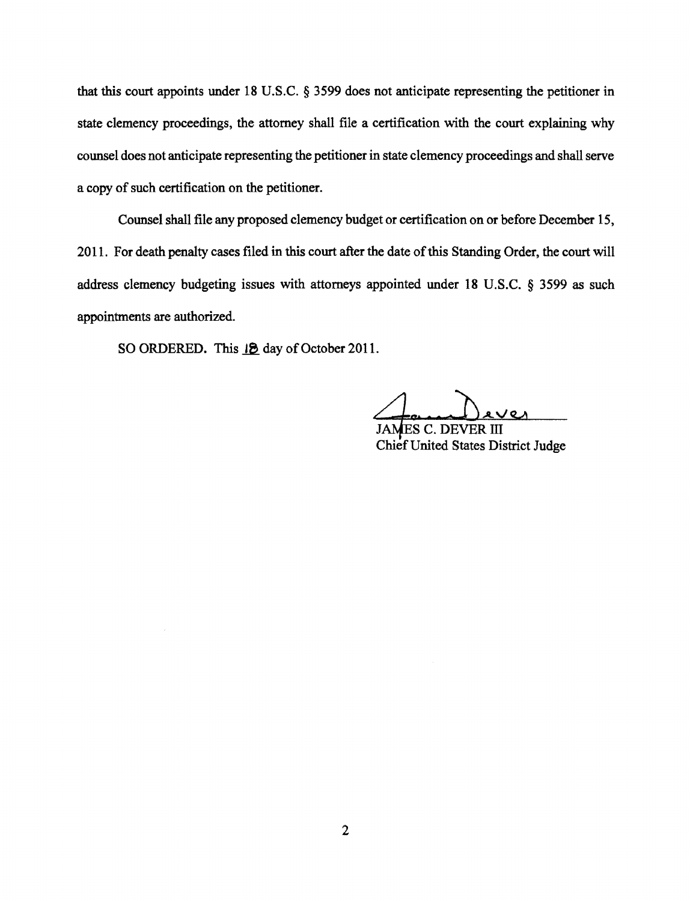that this court appoints under 18 U.S.C. § 3599 does not anticipate representing the petitioner in state clemency proceedings, the attorney shall file a certification with the court explaining why counsel does not anticipate representing the petitioner in state clemency proceedings and shall serve a copy of such certification on the petitioner.

Counsel shall file any proposed clemency budget or certification on or before December 15, 2011. For death penalty cases filed in this court after the date of this Standing Order, the court will address clemency budgeting issues with attorneys appointed under 18 U.S.C. § 3599 as such appointments are authorized.

SO ORDERED. This 18 day of October 2011.

JAMES C. DEVER III
Chief United States District Judge